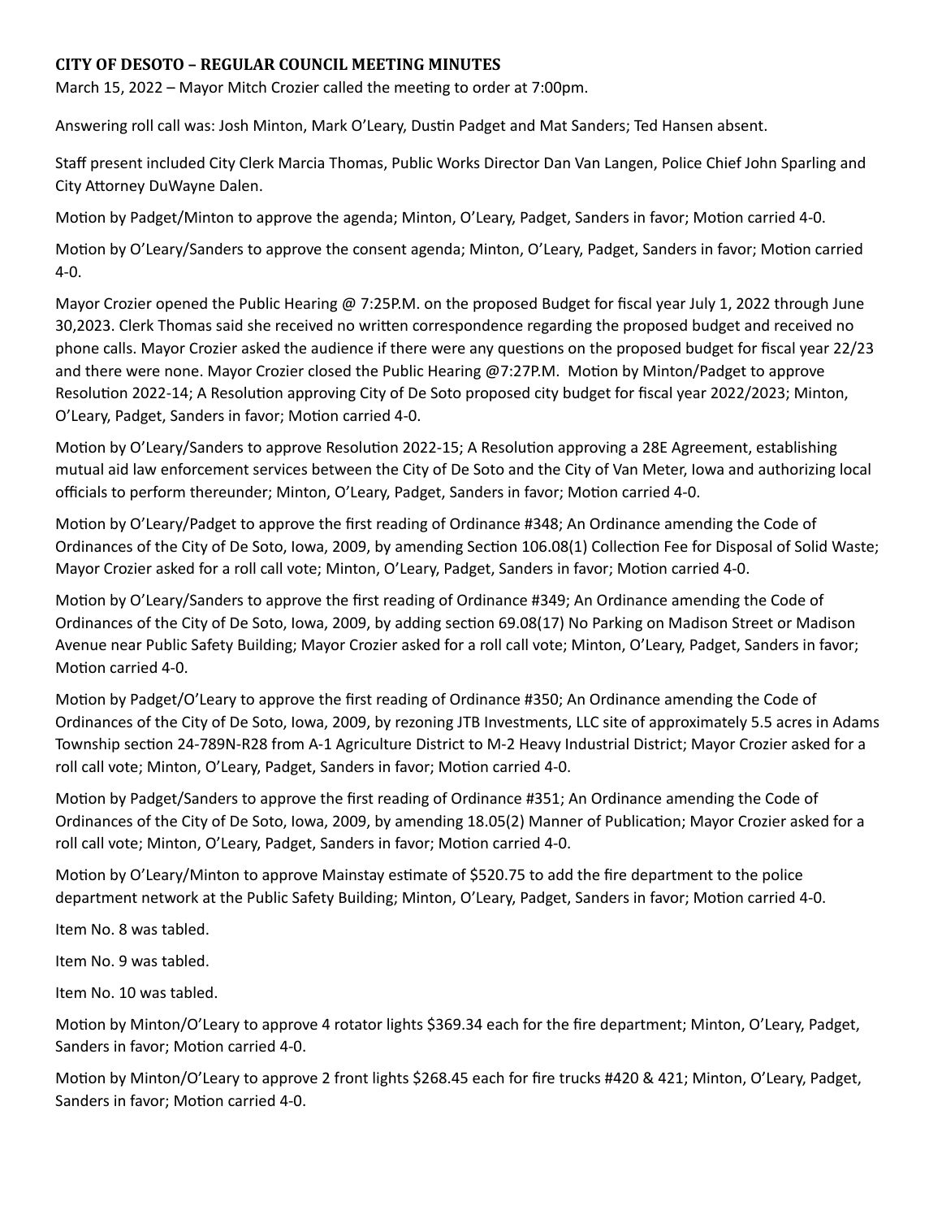**CITY OF DESOTO – REGULAR COUNCIL MEETING MINUTES**

March 15, 2022 – Mayor Mitch Crozier called the meeting to order at 7:00pm.

Answering roll call was: Josh Minton, Mark O'Leary, Dustin Padget and Mat Sanders; Ted Hansen absent.

Staff present included City Clerk Marcia Thomas, Public Works Director Dan Van Langen, Police Chief John Sparling and City Attorney DuWayne Dalen.

Motion by Padget/Minton to approve the agenda; Minton, O'Leary, Padget, Sanders in favor; Motion carried 4-0.

Motion by O'Leary/Sanders to approve the consent agenda; Minton, O'Leary, Padget, Sanders in favor; Motion carried 4-0.

Mayor Crozier opened the Public Hearing @ 7:25P.M. on the proposed Budget for fiscal year July 1, 2022 through June 30,2023. Clerk Thomas said she received no written correspondence regarding the proposed budget and received no phone calls. Mayor Crozier asked the audience if there were any questions on the proposed budget for fiscal year 22/23 and there were none. Mayor Crozier closed the Public Hearing @7:27P.M. Motion by Minton/Padget to approve Resolution 2022-14; A Resolution approving City of De Soto proposed city budget for fiscal year 2022/2023; Minton, O'Leary, Padget, Sanders in favor; Motion carried 4-0.

Motion by O'Leary/Sanders to approve Resolution 2022-15; A Resolution approving a 28E Agreement, establishing mutual aid law enforcement services between the City of De Soto and the City of Van Meter, Iowa and authorizing local officials to perform thereunder; Minton, O'Leary, Padget, Sanders in favor; Motion carried 4-0.

Motion by O'Leary/Padget to approve the first reading of Ordinance #348; An Ordinance amending the Code of Ordinances of the City of De Soto, Iowa, 2009, by amending Section 106.08(1) Collection Fee for Disposal of Solid Waste; Mayor Crozier asked for a roll call vote; Minton, O'Leary, Padget, Sanders in favor; Motion carried 4-0.

Motion by O'Leary/Sanders to approve the first reading of Ordinance #349; An Ordinance amending the Code of Ordinances of the City of De Soto, Iowa, 2009, by adding section 69.08(17) No Parking on Madison Street or Madison Avenue near Public Safety Building; Mayor Crozier asked for a roll call vote; Minton, O'Leary, Padget, Sanders in favor; Motion carried 4-0.

Motion by Padget/O'Leary to approve the first reading of Ordinance #350; An Ordinance amending the Code of Ordinances of the City of De Soto, Iowa, 2009, by rezoning JTB Investments, LLC site of approximately 5.5 acres in Adams Township section 24-789N-R28 from A-1 Agriculture District to M-2 Heavy Industrial District; Mayor Crozier asked for a roll call vote; Minton, O'Leary, Padget, Sanders in favor; Motion carried 4-0.

Motion by Padget/Sanders to approve the first reading of Ordinance #351; An Ordinance amending the Code of Ordinances of the City of De Soto, Iowa, 2009, by amending 18.05(2) Manner of Publication; Mayor Crozier asked for a roll call vote; Minton, O'Leary, Padget, Sanders in favor; Motion carried 4-0.

Motion by O'Leary/Minton to approve Mainstay estimate of $520.75 to add the fire department to the police department network at the Public Safety Building; Minton, O'Leary, Padget, Sanders in favor; Motion carried 4-0.

Item No. 8 was tabled.

Item No. 9 was tabled.

Item No. 10 was tabled.

Motion by Minton/O'Leary to approve 4 rotator lights $369.34 each for the fire department; Minton, O'Leary, Padget, Sanders in favor; Motion carried 4-0.

Motion by Minton/O'Leary to approve 2 front lights $268.45 each for fire trucks #420 & 421; Minton, O'Leary, Padget, Sanders in favor; Motion carried 4-0.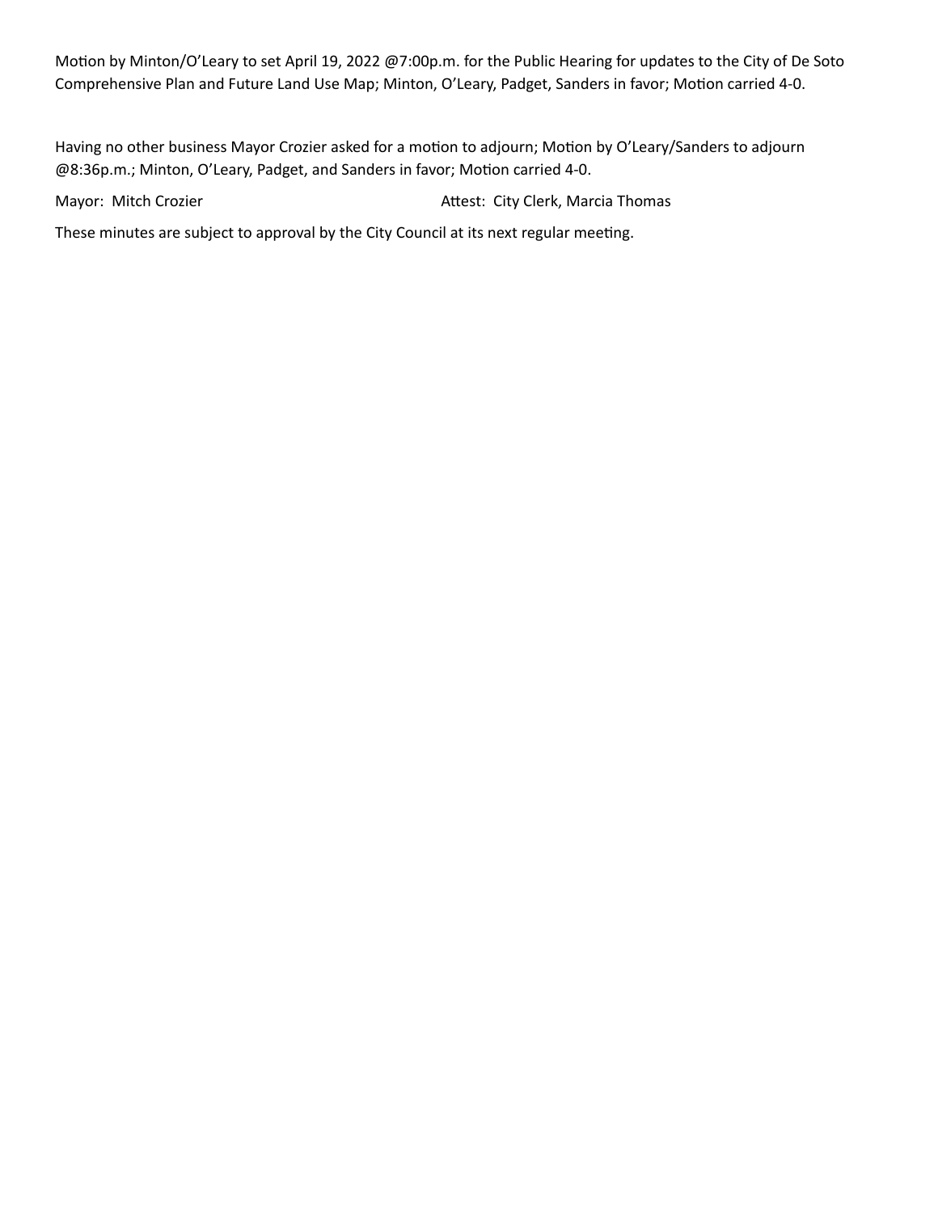Motion by Minton/O'Leary to set April 19, 2022 @7:00p.m. for the Public Hearing for updates to the City of De Soto Comprehensive Plan and Future Land Use Map; Minton, O'Leary, Padget, Sanders in favor; Motion carried 4-0.

Having no other business Mayor Crozier asked for a motion to adjourn; Motion by O'Leary/Sanders to adjourn @8:36p.m.; Minton, O'Leary, Padget, and Sanders in favor; Motion carried 4-0.

Mayor: Mitch Crozier Attest: City Clerk, Marcia Thomas

These minutes are subject to approval by the City Council at its next regular meeting.